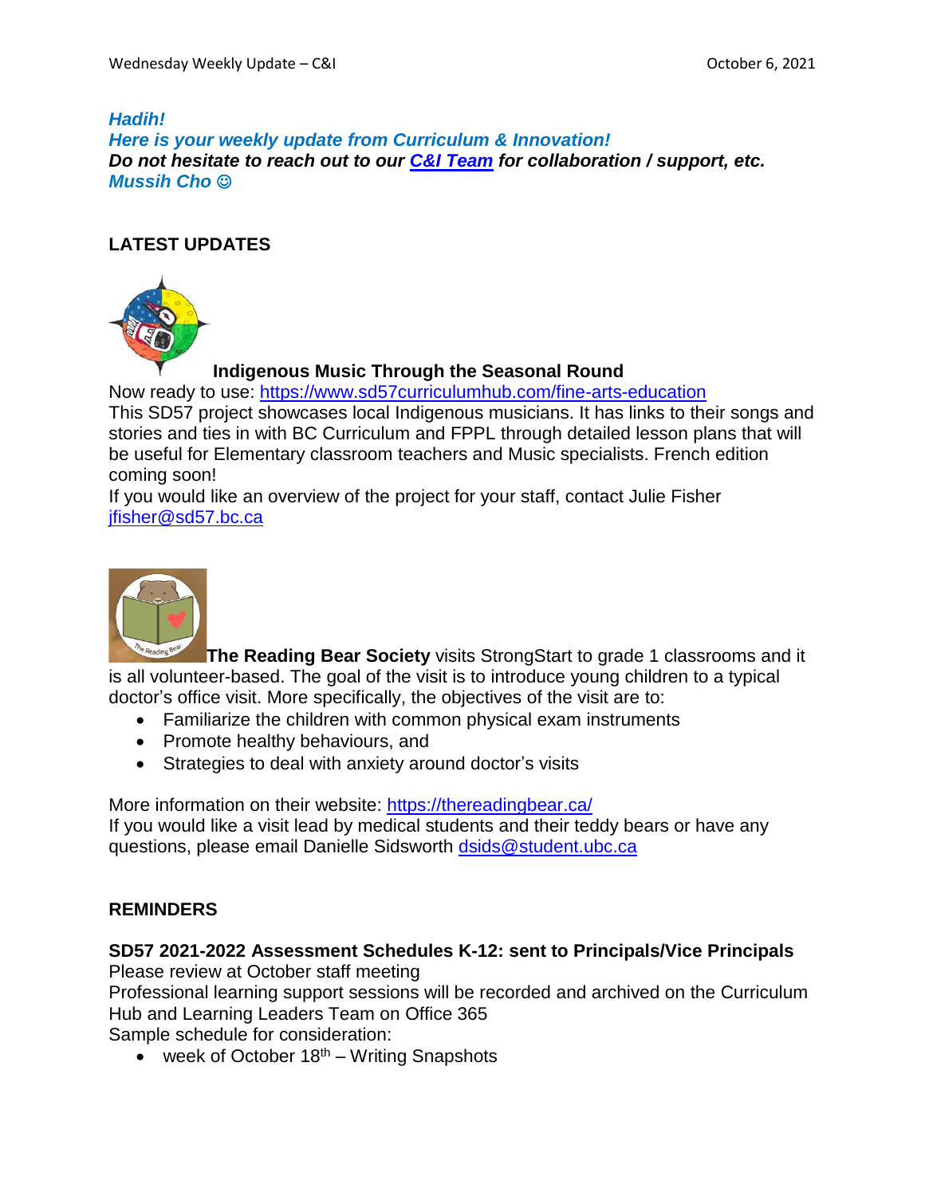***Hadih!***
***Here is your weekly update from Curriculum & Innovation!***
***Do not hesitate to reach out to our C&I Team for collaboration / support, etc.***
***Mussih Cho ☺***

## LATEST UPDATES

### Indigenous Music Through the Seasonal Round

Now ready to use: https://www.sd57curriculumhub.com/fine-arts-education
This SD57 project showcases local Indigenous musicians. It has links to their songs and stories and ties in with BC Curriculum and FPPL through detailed lesson plans that will be useful for Elementary classroom teachers and Music specialists. French edition coming soon!
If you would like an overview of the project for your staff, contact Julie Fisher jfisher@sd57.bc.ca

**The Reading Bear Society** visits StrongStart to grade 1 classrooms and it is all volunteer-based. The goal of the visit is to introduce young children to a typical doctor's office visit. More specifically, the objectives of the visit are to:

- Familiarize the children with common physical exam instruments
- Promote healthy behaviours, and
- Strategies to deal with anxiety around doctor's visits

More information on their website: https://thereadingbear.ca/
If you would like a visit lead by medical students and their teddy bears or have any questions, please email Danielle Sidsworth dsids@student.ubc.ca

## REMINDERS

**SD57 2021-2022 Assessment Schedules K-12: sent to Principals/Vice Principals**
Please review at October staff meeting
Professional learning support sessions will be recorded and archived on the Curriculum Hub and Learning Leaders Team on Office 365
Sample schedule for consideration:

- week of October 18th – Writing Snapshots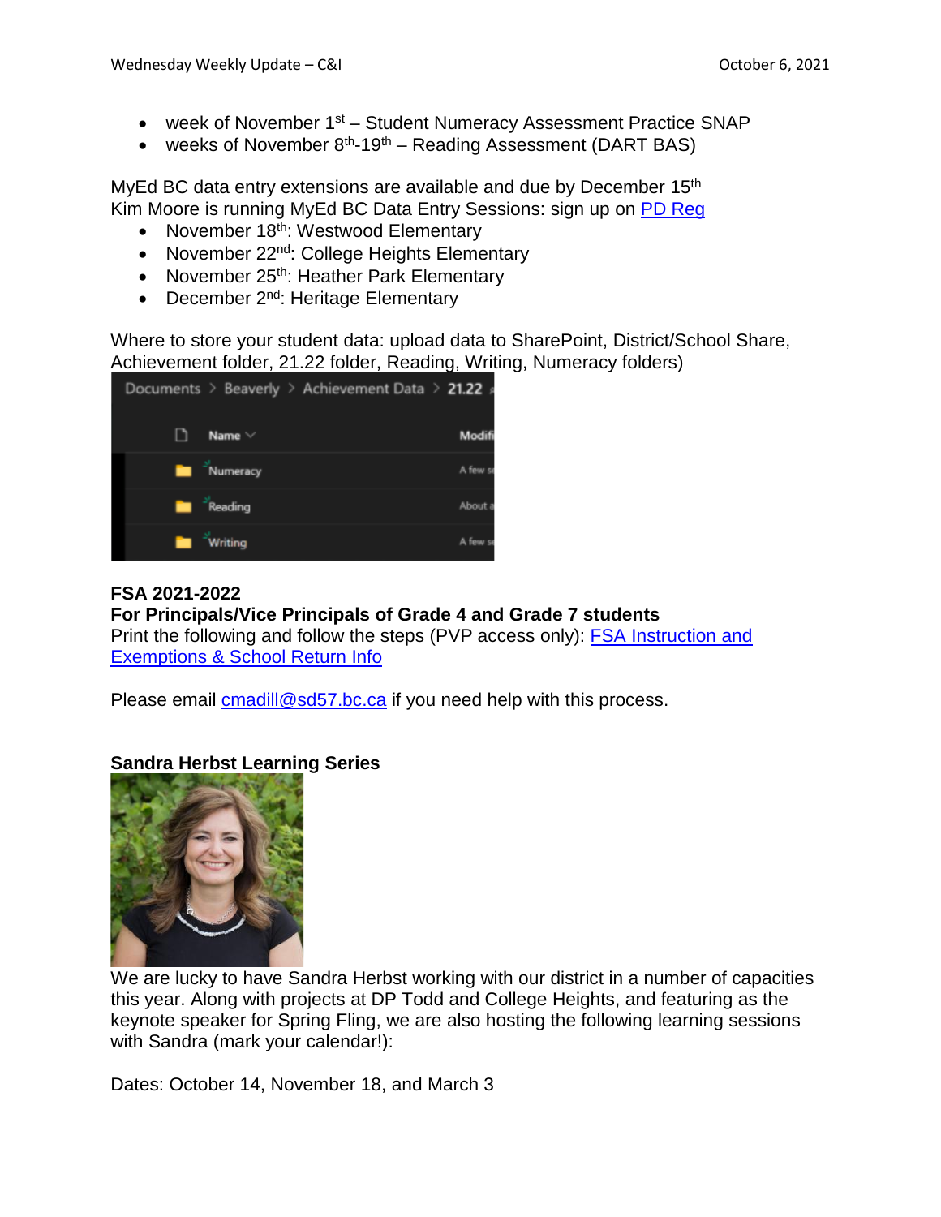- week of November 1st – Student Numeracy Assessment Practice SNAP
- weeks of November 8th-19th – Reading Assessment (DART BAS)

MyEd BC data entry extensions are available and due by December 15th
Kim Moore is running MyEd BC Data Entry Sessions: sign up on PD Reg

- November 18th: Westwood Elementary
- November 22nd: College Heights Elementary
- November 25th: Heather Park Elementary
- December 2nd: Heritage Elementary

Where to store your student data: upload data to SharePoint, District/School Share, Achievement folder, 21.22 folder, Reading, Writing, Numeracy folders)

**FSA 2021-2022**
**For Principals/Vice Principals of Grade 4 and Grade 7 students**
Print the following and follow the steps (PVP access only): FSA Instruction and Exemptions & School Return Info

Please email cmadill@sd57.bc.ca if you need help with this process.

**Sandra Herbst Learning Series**

We are lucky to have Sandra Herbst working with our district in a number of capacities this year. Along with projects at DP Todd and College Heights, and featuring as the keynote speaker for Spring Fling, we are also hosting the following learning sessions with Sandra (mark your calendar!):

Dates: October 14, November 18, and March 3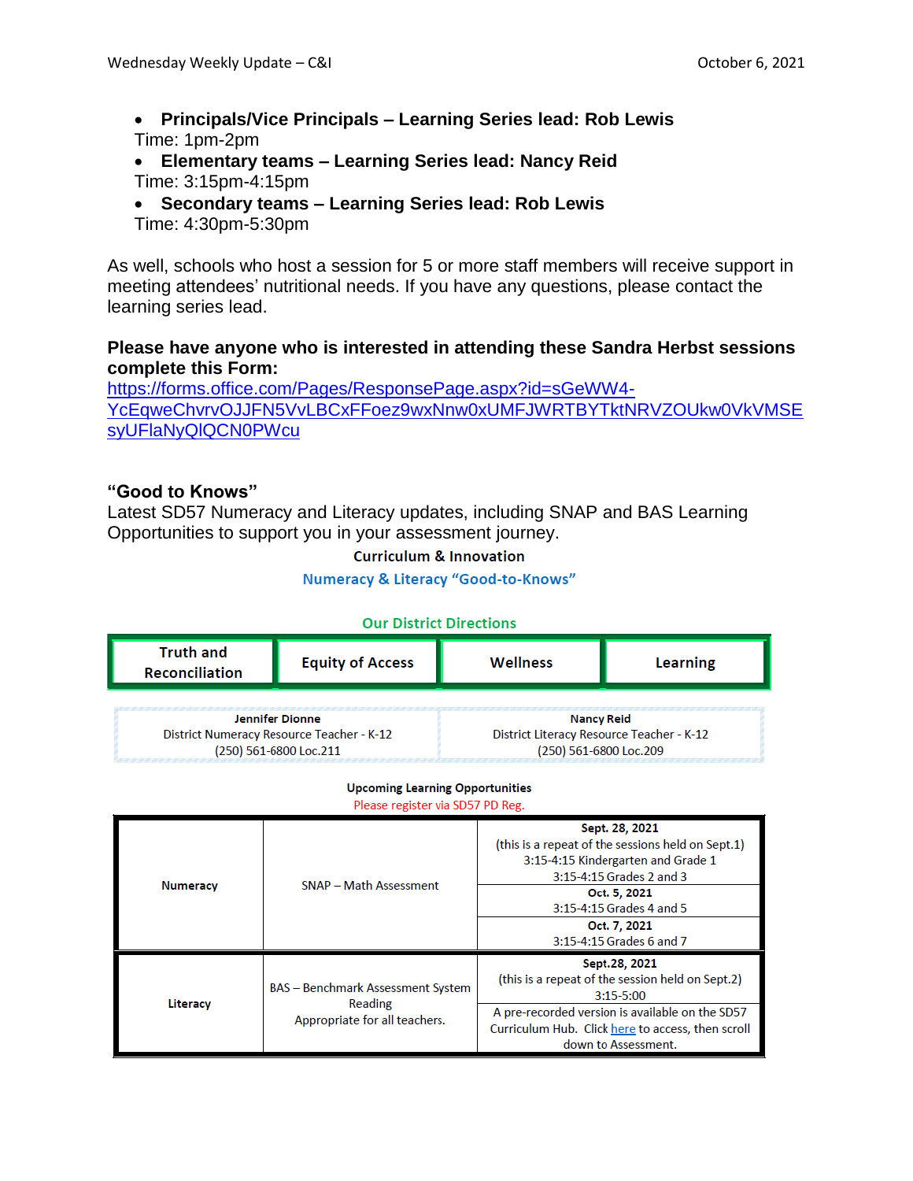- **Principals/Vice Principals – Learning Series lead: Rob Lewis**
Time: 1pm-2pm
- **Elementary teams – Learning Series lead: Nancy Reid**
Time: 3:15pm-4:15pm
- **Secondary teams – Learning Series lead: Rob Lewis**
Time: 4:30pm-5:30pm

As well, schools who host a session for 5 or more staff members will receive support in meeting attendees' nutritional needs. If you have any questions, please contact the learning series lead.

**Please have anyone who is interested in attending these Sandra Herbst sessions complete this Form:**
https://forms.office.com/Pages/ResponsePage.aspx?id=sGeWW4-YcEqweChvrvOJJFN5VvLBCxFFoez9wxNnw0xUMFJWRTBYTktNRVZOUkw0VkVMSEsyUFlaNyQlQCN0PWcu

### "Good to Knows"

Latest SD57 Numeracy and Literacy updates, including SNAP and BAS Learning Opportunities to support you in your assessment journey.

**Curriculum & Innovation**

**Numeracy & Literacy "Good-to-Knows"**

**Our District Directions**

| Truth and Reconciliation | Equity of Access | Wellness | Learning |
|---|---|---|---|

| **Jennifer Dionne**<br>District Numeracy Resource Teacher - K-12<br>(250) 561-6800 Loc.211 | **Nancy Reid**<br>District Literacy Resource Teacher - K-12<br>(250) 561-6800 Loc.209 |
|---|---|

**Upcoming Learning Opportunities**

Please register via SD57 PD Reg.

| | | |
|---|---|---|
| **Numeracy** | SNAP – Math Assessment | **Sept. 28, 2021**<br>(this is a repeat of the sessions held on Sept.1)<br>3:15-4:15 Kindergarten and Grade 1<br>3:15-4:15 Grades 2 and 3 |
| | | **Oct. 5, 2021**<br>3:15-4:15 Grades 4 and 5 |
| | | **Oct. 7, 2021**<br>3:15-4:15 Grades 6 and 7 |
| **Literacy** | BAS – Benchmark Assessment System Reading<br>Appropriate for all teachers. | **Sept.28, 2021**<br>(this is a repeat of the session held on Sept.2)<br>3:15-5:00 |
| | | A pre-recorded version is available on the SD57 Curriculum Hub. Click here to access, then scroll down to Assessment. |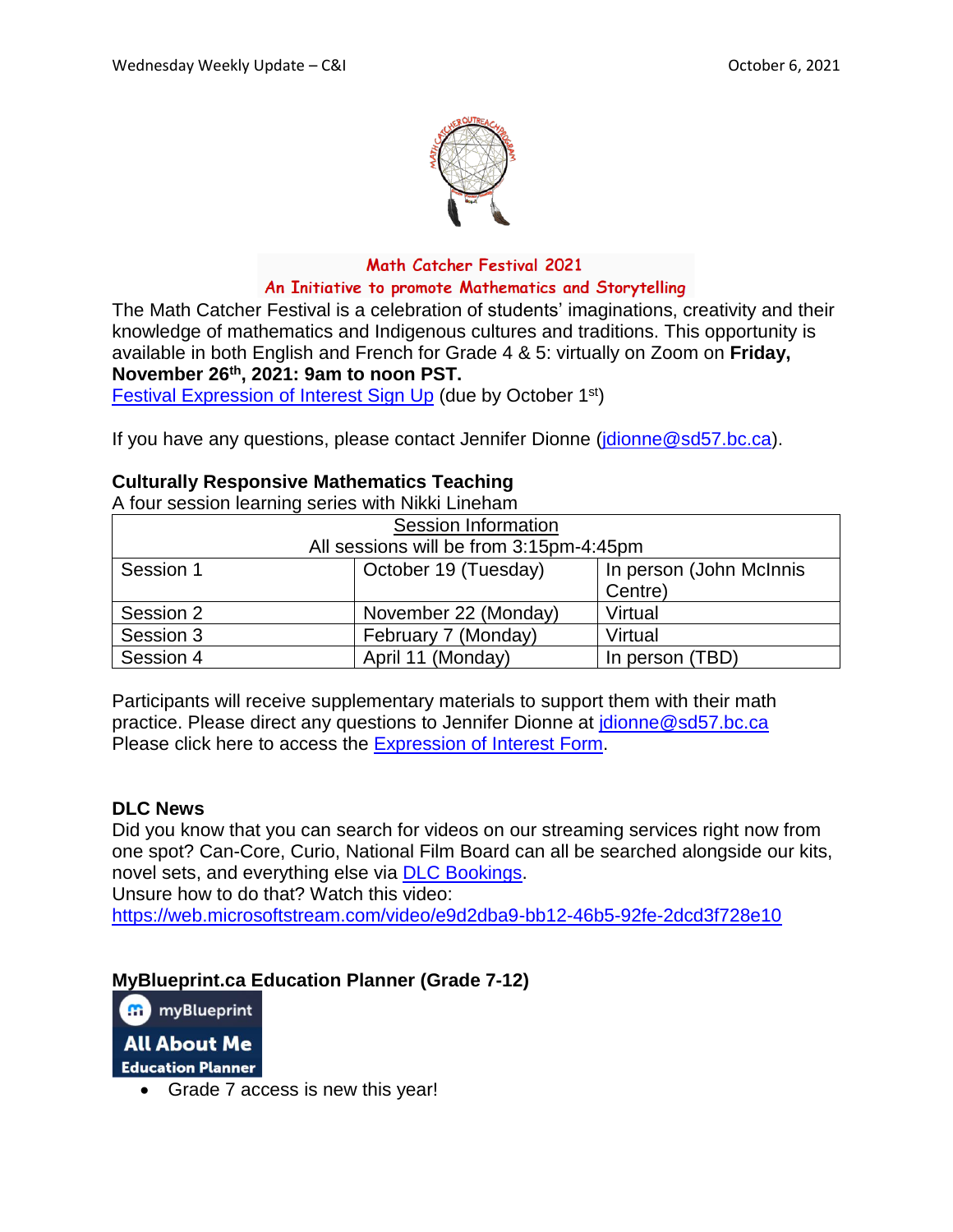**Math Catcher Festival 2021**
**An Initiative to promote Mathematics and Storytelling**

The Math Catcher Festival is a celebration of students' imaginations, creativity and their knowledge of mathematics and Indigenous cultures and traditions. This opportunity is available in both English and French for Grade 4 & 5: virtually on Zoom on **Friday, November 26th, 2021: 9am to noon PST.**

[Festival Expression of Interest Sign Up] (due by October 1st)

If you have any questions, please contact Jennifer Dionne (jdionne@sd57.bc.ca).

### Culturally Responsive Mathematics Teaching

A four session learning series with Nikki Lineham

| Session Information<br>All sessions will be from 3:15pm-4:45pm | | |
|---|---|---|
| Session 1 | October 19 (Tuesday) | In person (John McInnis Centre) |
| Session 2 | November 22 (Monday) | Virtual |
| Session 3 | February 7 (Monday) | Virtual |
| Session 4 | April 11 (Monday) | In person (TBD) |

Participants will receive supplementary materials to support them with their math practice. Please direct any questions to Jennifer Dionne at jdionne@sd57.bc.ca
Please click here to access the Expression of Interest Form.

### DLC News

Did you know that you can search for videos on our streaming services right now from one spot? Can-Core, Curio, National Film Board can all be searched alongside our kits, novel sets, and everything else via DLC Bookings.
Unsure how to do that? Watch this video:
https://web.microsoftstream.com/video/e9d2dba9-bb12-46b5-92fe-2dcd3f728e10

### MyBlueprint.ca Education Planner (Grade 7-12)

myBlueprint
All About Me
Education Planner

- Grade 7 access is new this year!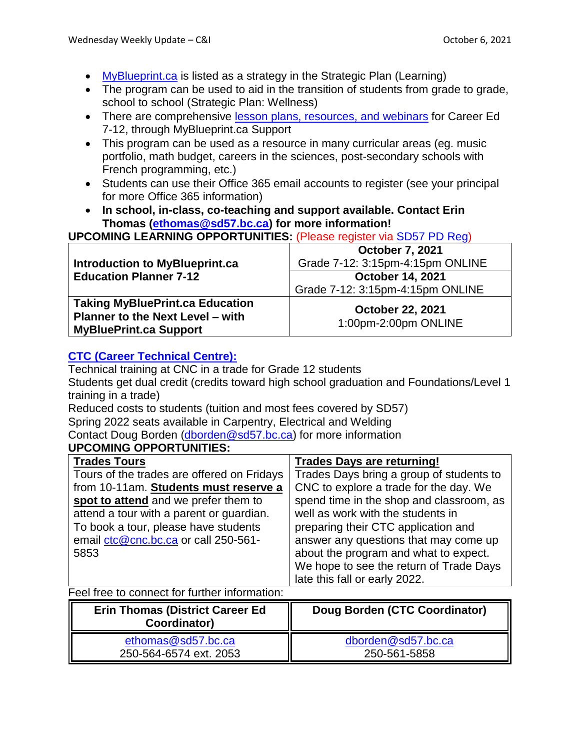- MyBlueprint.ca is listed as a strategy in the Strategic Plan (Learning)
- The program can be used to aid in the transition of students from grade to grade, school to school (Strategic Plan: Wellness)
- There are comprehensive lesson plans, resources, and webinars for Career Ed 7-12, through MyBlueprint.ca Support
- This program can be used as a resource in many curricular areas (eg. music portfolio, math budget, careers in the sciences, post-secondary schools with French programming, etc.)
- Students can use their Office 365 email accounts to register (see your principal for more Office 365 information)
- **In school, in-class, co-teaching and support available. Contact Erin Thomas (ethomas@sd57.bc.ca) for more information!**

**UPCOMING LEARNING OPPORTUNITIES:** (Please register via SD57 PD Reg)

| | |
|---|---|
| **Introduction to MyBlueprint.ca Education Planner 7-12** | **October 7, 2021** Grade 7-12: 3:15pm-4:15pm ONLINE |
| | **October 14, 2021** Grade 7-12: 3:15pm-4:15pm ONLINE |
| **Taking MyBluePrint.ca Education Planner to the Next Level – with MyBluePrint.ca Support** | **October 22, 2021** 1:00pm-2:00pm ONLINE |

**CTC (Career Technical Centre):**

Technical training at CNC in a trade for Grade 12 students
Students get dual credit (credits toward high school graduation and Foundations/Level 1 training in a trade)
Reduced costs to students (tuition and most fees covered by SD57)
Spring 2022 seats available in Carpentry, Electrical and Welding
Contact Doug Borden (dborden@sd57.bc.ca) for more information

**UPCOMING OPPORTUNITIES:**

| **Trades Tours** | **Trades Days are returning!** |
|---|---|
| Tours of the trades are offered on Fridays from 10-11am. **Students must reserve a spot to attend** and we prefer them to attend a tour with a parent or guardian. To book a tour, please have students email ctc@cnc.bc.ca or call 250-561-5853 | Trades Days bring a group of students to CNC to explore a trade for the day. We spend time in the shop and classroom, as well as work with the students in preparing their CTC application and answer any questions that may come up about the program and what to expect. We hope to see the return of Trade Days late this fall or early 2022. |

Feel free to connect for further information:

| **Erin Thomas (District Career Ed Coordinator)** | **Doug Borden (CTC Coordinator)** |
|---|---|
| ethomas@sd57.bc.ca 250-564-6574 ext. 2053 | dborden@sd57.bc.ca 250-561-5858 |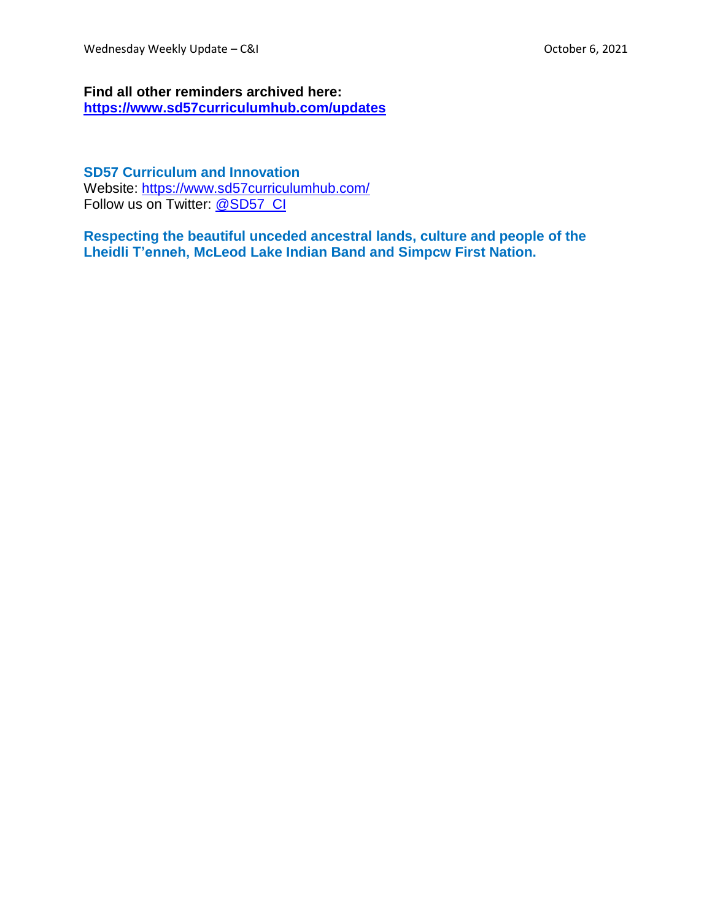**Find all other reminders archived here:**
**https://www.sd57curriculumhub.com/updates**

**SD57 Curriculum and Innovation**
Website: https://www.sd57curriculumhub.com/
Follow us on Twitter: @SD57_CI

**Respecting the beautiful unceded ancestral lands, culture and people of the Lheidli T'enneh, McLeod Lake Indian Band and Simpcw First Nation.**